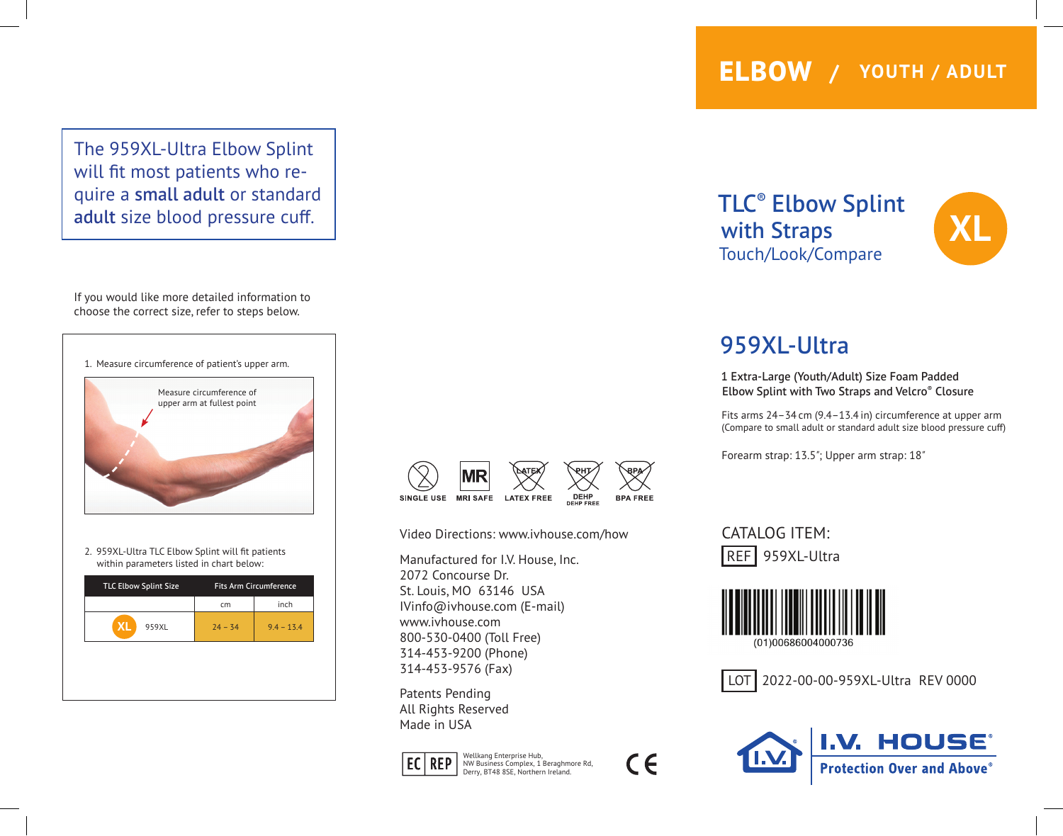# ELBOW / YOUTH / ADULT

The 959XL-Ultra Elbow Splint will fit most patients who require a **small adult** or standard **adult** size blood pressure cuff.

If you would like more detailed information to choose the correct size, refer to steps below.

1. Measure circumference of patient's upper arm.

Measure circumference of upper arm at fullest point

2. 959XL-Ultra TLC Elbow Splint will fit patients within parameters listed in chart below:

| TLC Elbow Splint Size | Fits Arm Circumference | |
|---|---|---|
| | cm | inch |
| XL 959XL | 24 – 34 | 9.4 – 13.4 |

SINGLE USE · MRI SAFE · LATEX FREE · DEHP FREE · BPA FREE

Video Directions: www.ivhouse.com/how

Manufactured for I.V. House, Inc.
2072 Concourse Dr.
St. Louis, MO 63146 USA
IVinfo@ivhouse.com (E-mail)
www.ivhouse.com
800-530-0400 (Toll Free)
314-453-9200 (Phone)
314-453-9576 (Fax)

Patents Pending
All Rights Reserved
Made in USA

EC REP Wellkang Enterprise Hub,
NW Business Complex, 1 Beraghmore Rd,
Derry, BT48 8SE, Northern Ireland.

CE

## TLC® Elbow Splint with Straps

Touch/Look/Compare

XL

## 959XL-Ultra

1 Extra-Large (Youth/Adult) Size Foam Padded Elbow Splint with Two Straps and Velcro® Closure

Fits arms 24 – 34 cm (9.4 – 13.4 in) circumference at upper arm
(Compare to small adult or standard adult size blood pressure cuff)

Forearm strap: 13.5"; Upper arm strap: 18"

CATALOG ITEM:
REF 959XL-Ultra

(01)00686004000736

LOT 2022-00-00-959XL-Ultra REV 0000

I.V. HOUSE®
Protection Over and Above®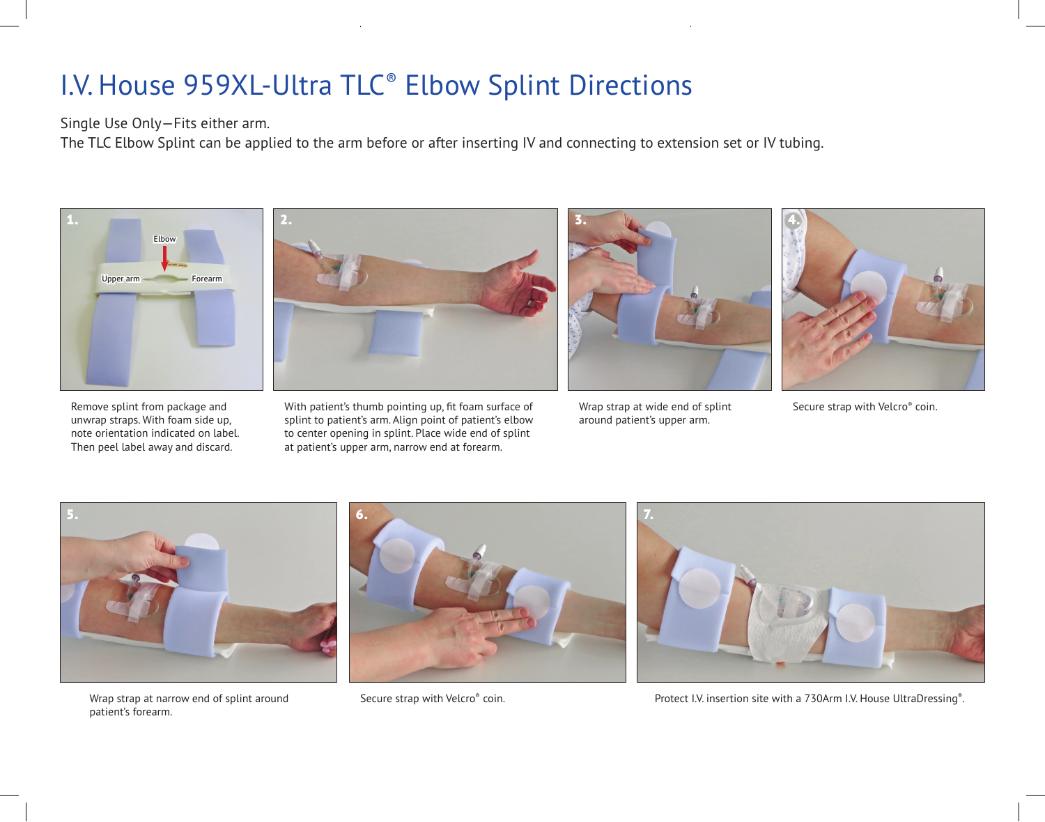# I.V. House 959XL-Ultra TLC® Elbow Splint Directions

Single Use Only—Fits either arm.

The TLC Elbow Splint can be applied to the arm before or after inserting IV and connecting to extension set or IV tubing.

1. Remove splint from package and unwrap straps. With foam side up, note orientation indicated on label. Then peel label away and discard.

2. With patient's thumb pointing up, fit foam surface of splint to patient's arm. Align point of patient's elbow to center opening in splint. Place wide end of splint at patient's upper arm, narrow end at forearm.

3. Wrap strap at wide end of splint around patient's upper arm.

4. Secure strap with Velcro® coin.

5. Wrap strap at narrow end of splint around patient's forearm.

6. Secure strap with Velcro® coin.

7. Protect I.V. insertion site with a 730Arm I.V. House UltraDressing®.